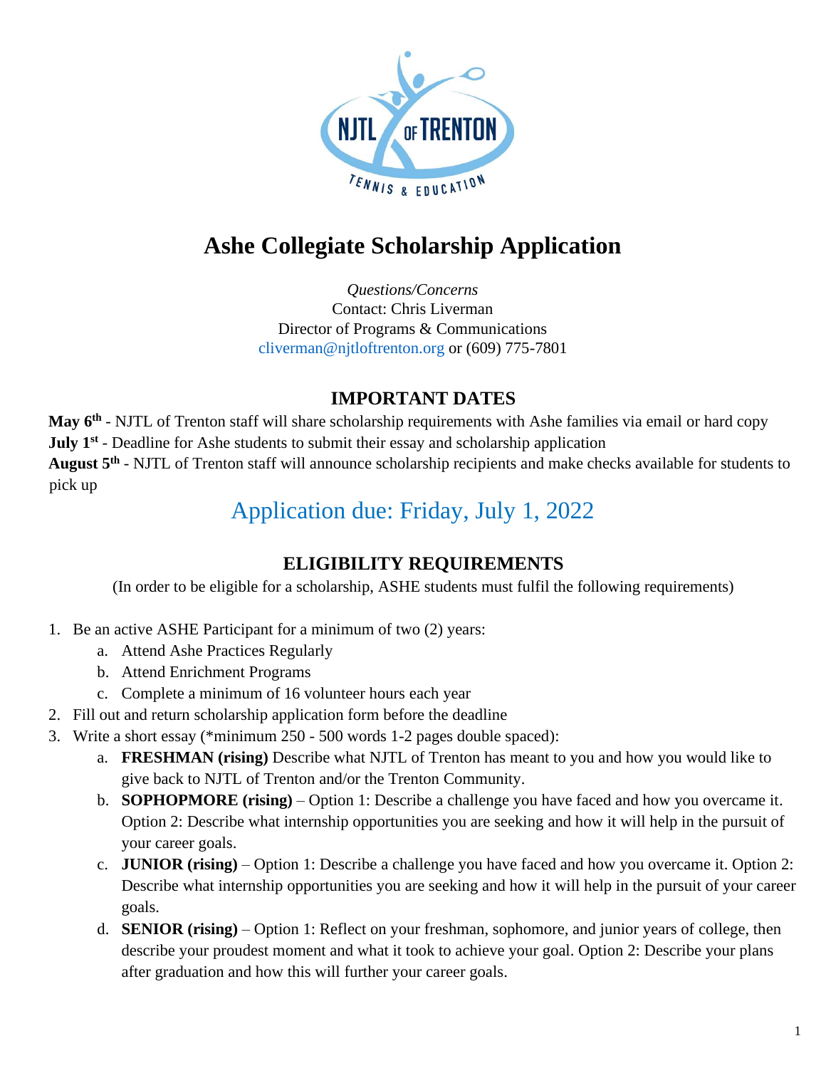# Ashe Collegiate Scholarship Application

*Questions/Concerns*
Contact: Chris Liverman
Director of Programs & Communications
cliverman@njtloftrenton.org or (609) 775-7801

## IMPORTANT DATES

**May 6th** - NJTL of Trenton staff will share scholarship requirements with Ashe families via email or hard copy
**July 1st** - Deadline for Ashe students to submit their essay and scholarship application
**August 5th** - NJTL of Trenton staff will announce scholarship recipients and make checks available for students to pick up

## Application due: Friday, July 1, 2022

## ELIGIBILITY REQUIREMENTS

(In order to be eligible for a scholarship, ASHE students must fulfil the following requirements)

1. Be an active ASHE Participant for a minimum of two (2) years:
   a. Attend Ashe Practices Regularly
   b. Attend Enrichment Programs
   c. Complete a minimum of 16 volunteer hours each year
2. Fill out and return scholarship application form before the deadline
3. Write a short essay (*minimum 250 - 500 words 1-2 pages double spaced):
   a. **FRESHMAN (rising)** Describe what NJTL of Trenton has meant to you and how you would like to give back to NJTL of Trenton and/or the Trenton Community.
   b. **SOPHOPMORE (rising)** – Option 1: Describe a challenge you have faced and how you overcame it. Option 2: Describe what internship opportunities you are seeking and how it will help in the pursuit of your career goals.
   c. **JUNIOR (rising)** – Option 1: Describe a challenge you have faced and how you overcame it. Option 2: Describe what internship opportunities you are seeking and how it will help in the pursuit of your career goals.
   d. **SENIOR (rising)** – Option 1: Reflect on your freshman, sophomore, and junior years of college, then describe your proudest moment and what it took to achieve your goal. Option 2: Describe your plans after graduation and how this will further your career goals.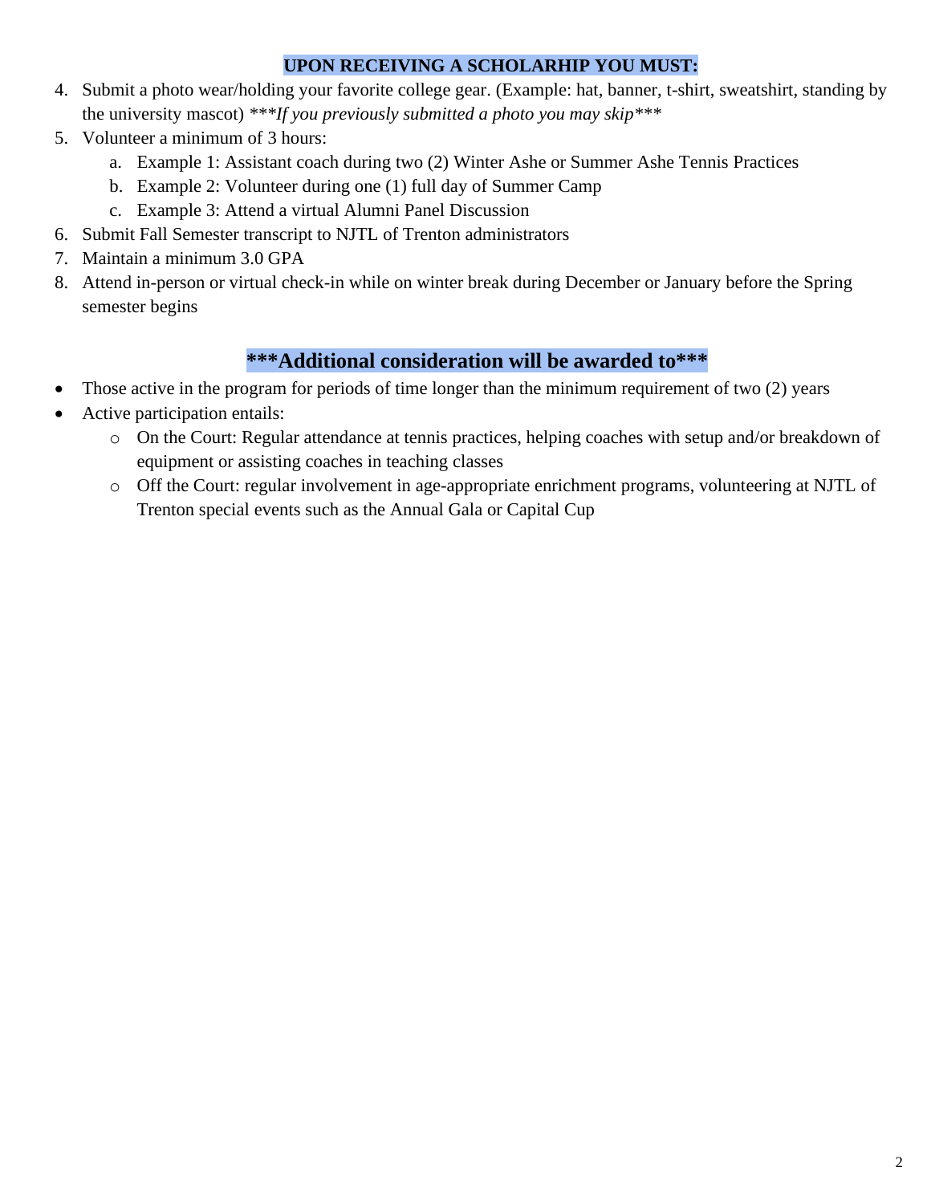**UPON RECEIVING A SCHOLARHIP YOU MUST:**

4. Submit a photo wear/holding your favorite college gear. (Example: hat, banner, t-shirt, sweatshirt, standing by the university mascot) *\*\*\*If you previously submitted a photo you may skip\*\*\**
5. Volunteer a minimum of 3 hours:
   a. Example 1: Assistant coach during two (2) Winter Ashe or Summer Ashe Tennis Practices
   b. Example 2: Volunteer during one (1) full day of Summer Camp
   c. Example 3: Attend a virtual Alumni Panel Discussion
6. Submit Fall Semester transcript to NJTL of Trenton administrators
7. Maintain a minimum 3.0 GPA
8. Attend in-person or virtual check-in while on winter break during December or January before the Spring semester begins

## ***Additional consideration will be awarded to***

- Those active in the program for periods of time longer than the minimum requirement of two (2) years
- Active participation entails:
  - On the Court: Regular attendance at tennis practices, helping coaches with setup and/or breakdown of equipment or assisting coaches in teaching classes
  - Off the Court: regular involvement in age-appropriate enrichment programs, volunteering at NJTL of Trenton special events such as the Annual Gala or Capital Cup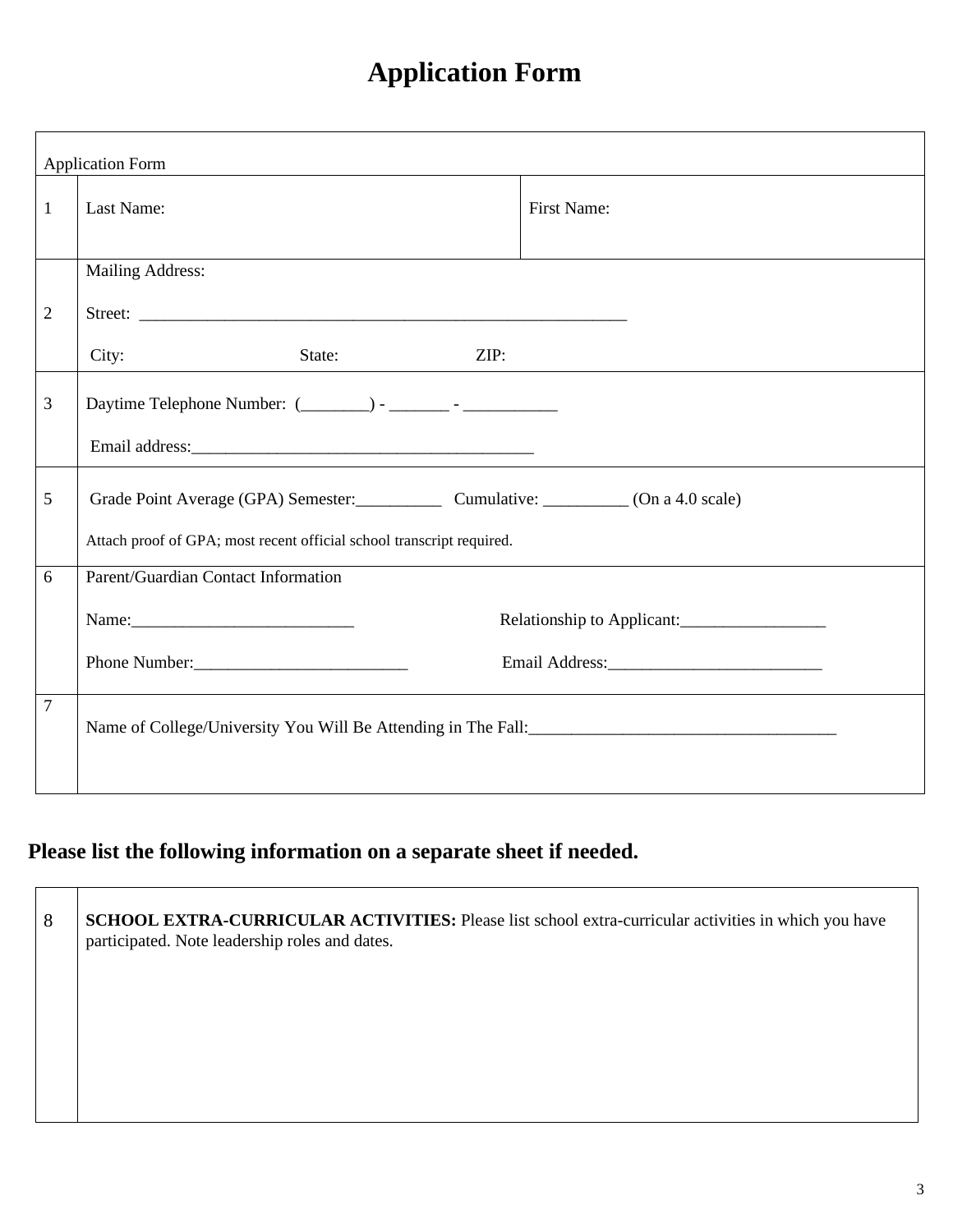# Application Form

| | | |
|---|---|---|
| Application Form | | |
| 1 | Last Name: | First Name: |
| 2 | Mailing Address:<br><br>Street: ___________________________________________________________<br><br>City: State: ZIP: | |
| 3 | Daytime Telephone Number: (________) - _______ - ___________<br><br>Email address:________________________________________ | |
| 5 | Grade Point Average (GPA) Semester:__________ Cumulative: __________ (On a 4.0 scale)<br><br>Attach proof of GPA; most recent official school transcript required. | |
| 6 | Parent/Guardian Contact Information<br><br>Name:__________________________ Relationship to Applicant:_________________<br><br>Phone Number:_________________________ Email Address:_________________________ | |
| 7 | Name of College/University You Will Be Attending in The Fall:____________________________________ | |

**Please list the following information on a separate sheet if needed.**

| | |
|---|---|
| 8 | **SCHOOL EXTRA-CURRICULAR ACTIVITIES:** Please list school extra-curricular activities in which you have participated. Note leadership roles and dates. |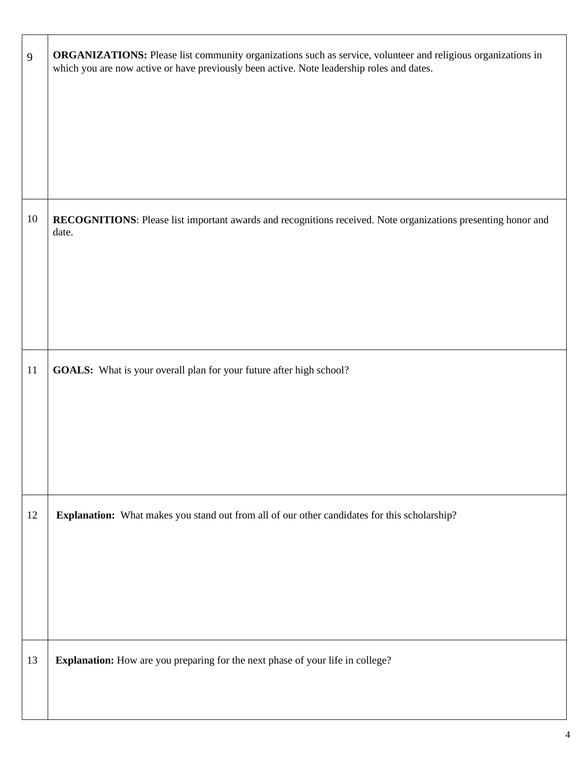| | |
|---|---|
| 9 | **ORGANIZATIONS:** Please list community organizations such as service, volunteer and religious organizations in which you are now active or have previously been active. Note leadership roles and dates. |
| 10 | **RECOGNITIONS**: Please list important awards and recognitions received. Note organizations presenting honor and date. |
| 11 | **GOALS:** What is your overall plan for your future after high school? |
| 12 | **Explanation:** What makes you stand out from all of our other candidates for this scholarship? |
| 13 | **Explanation:** How are you preparing for the next phase of your life in college? |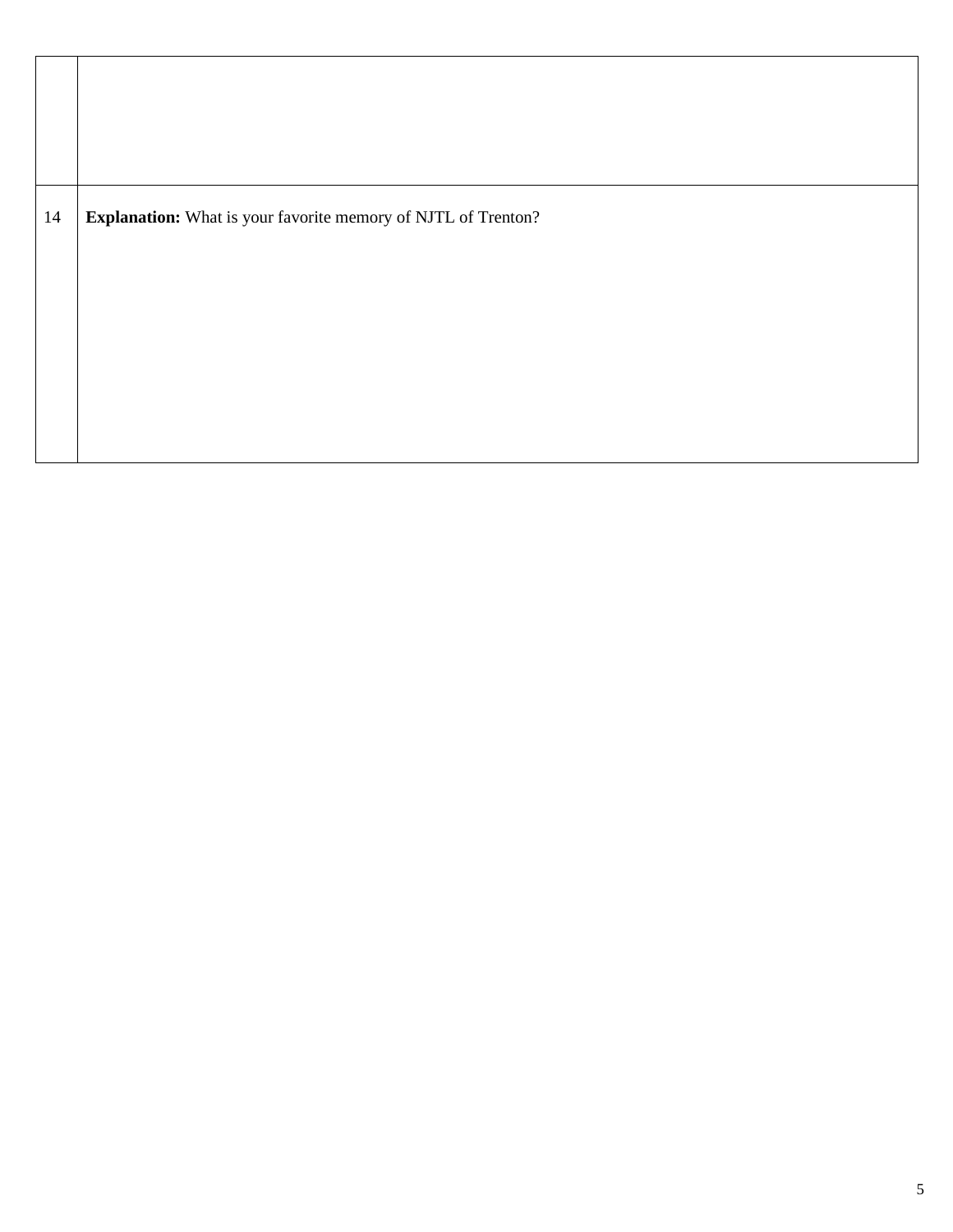| | |
|---|---|
| | |
| 14 | **Explanation:** What is your favorite memory of NJTL of Trenton? |